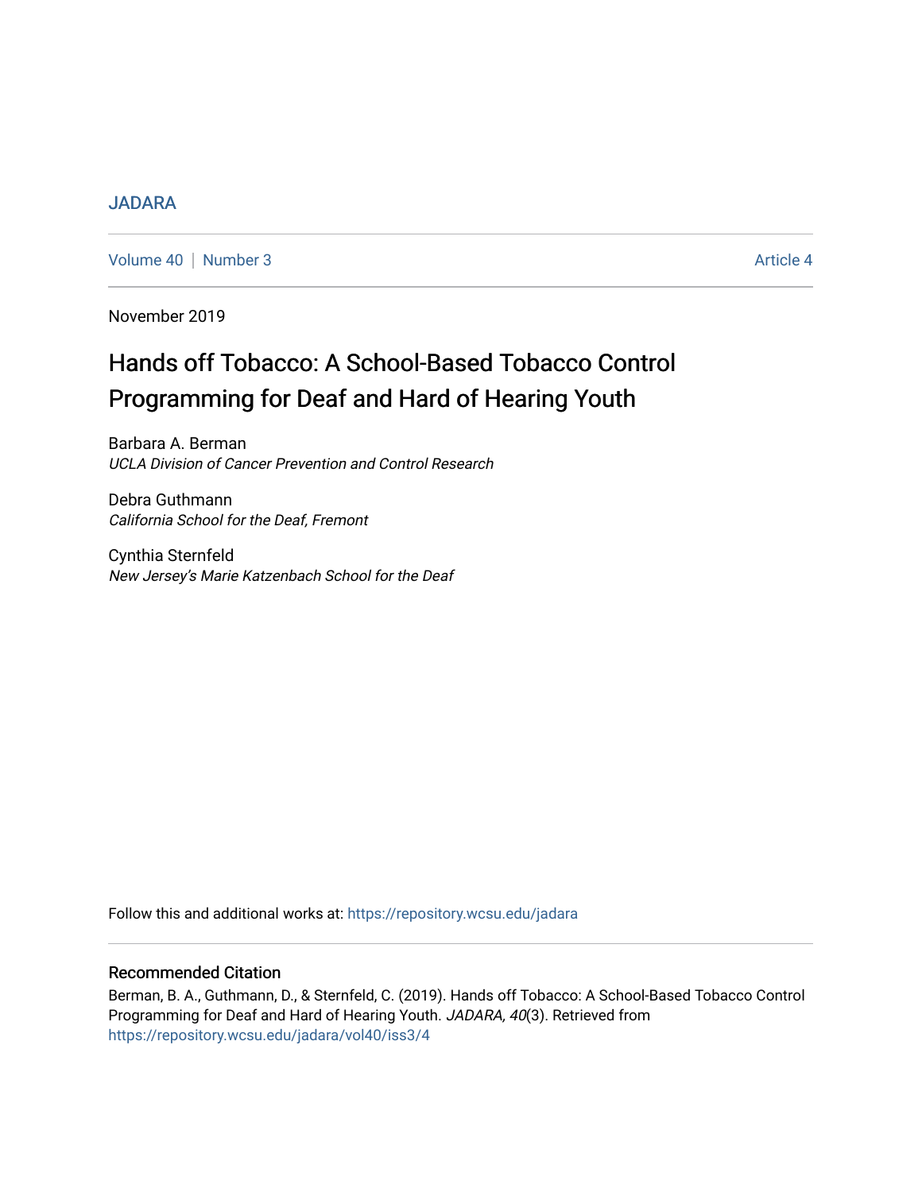JADARA

Volume 40 | Number 3 Article 4

November 2019

# Hands off Tobacco: A School-Based Tobacco Control Programming for Deaf and Hard of Hearing Youth

Barbara A. Berman
*UCLA Division of Cancer Prevention and Control Research*

Debra Guthmann
*California School for the Deaf, Fremont*

Cynthia Sternfeld
*New Jersey's Marie Katzenbach School for the Deaf*

Follow this and additional works at: https://repository.wcsu.edu/jadara

## Recommended Citation

Berman, B. A., Guthmann, D., & Sternfeld, C. (2019). Hands off Tobacco: A School-Based Tobacco Control Programming for Deaf and Hard of Hearing Youth. *JADARA, 40*(3). Retrieved from https://repository.wcsu.edu/jadara/vol40/iss3/4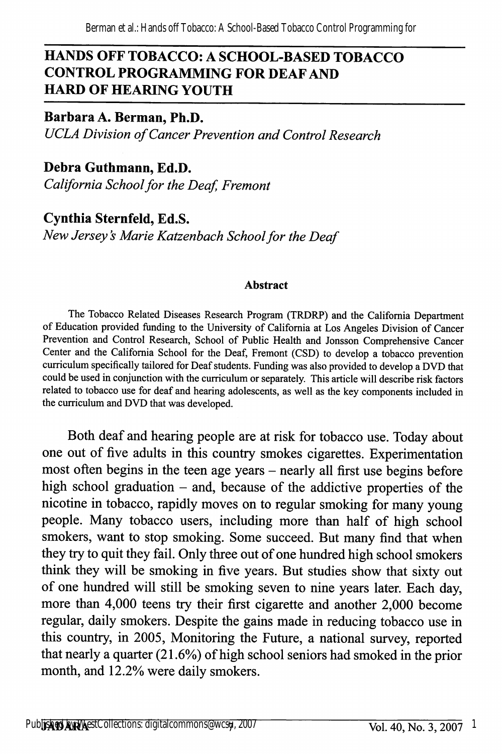# HANDS OFF TOBACCO: A SCHOOL-BASED TOBACCO CONTROL PROGRAMMING FOR DEAF AND HARD OF HEARING YOUTH

**Barbara A. Berman, Ph.D.**
*UCLA Division of Cancer Prevention and Control Research*

**Debra Guthmann, Ed.D.**
*California School for the Deaf, Fremont*

**Cynthia Sternfeld, Ed.S.**
*New Jersey's Marie Katzenbach School for the Deaf*

### Abstract

The Tobacco Related Diseases Research Program (TRDRP) and the California Department of Education provided funding to the University of California at Los Angeles Division of Cancer Prevention and Control Research, School of Public Health and Jonsson Comprehensive Cancer Center and the California School for the Deaf, Fremont (CSD) to develop a tobacco prevention curriculum specifically tailored for Deaf students. Funding was also provided to develop a DVD that could be used in conjunction with the curriculum or separately. This article will describe risk factors related to tobacco use for deaf and hearing adolescents, as well as the key components included in the curriculum and DVD that was developed.

Both deaf and hearing people are at risk for tobacco use. Today about one out of five adults in this country smokes cigarettes. Experimentation most often begins in the teen age years – nearly all first use begins before high school graduation – and, because of the addictive properties of the nicotine in tobacco, rapidly moves on to regular smoking for many young people. Many tobacco users, including more than half of high school smokers, want to stop smoking. Some succeed. But many find that when they try to quit they fail. Only three out of one hundred high school smokers think they will be smoking in five years. But studies show that sixty out of one hundred will still be smoking seven to nine years later. Each day, more than 4,000 teens try their first cigarette and another 2,000 become regular, daily smokers. Despite the gains made in reducing tobacco use in this country, in 2005, Monitoring the Future, a national survey, reported that nearly a quarter (21.6%) of high school seniors had smoked in the prior month, and 12.2% were daily smokers.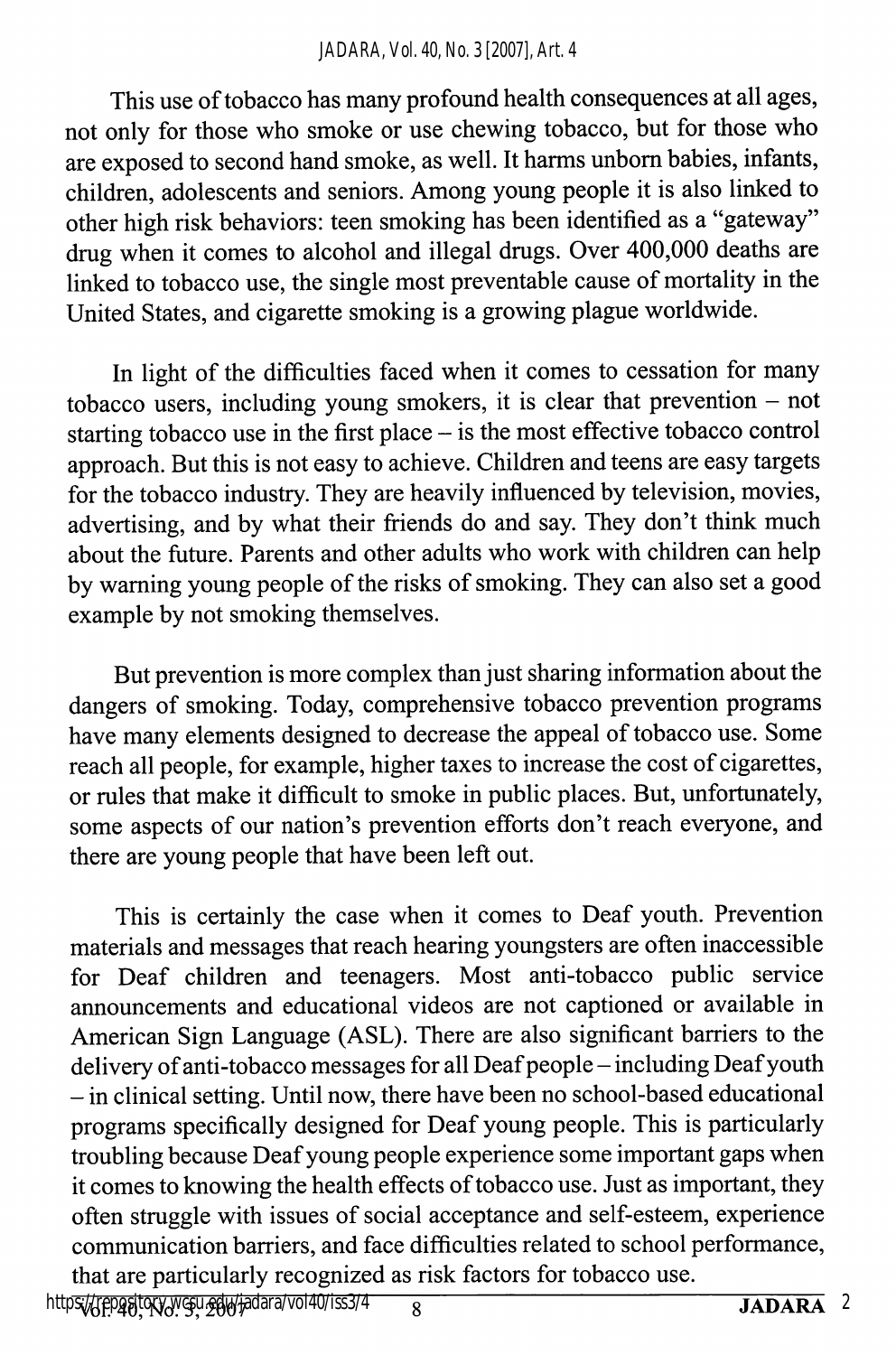This use of tobacco has many profound health consequences at all ages, not only for those who smoke or use chewing tobacco, but for those who are exposed to second hand smoke, as well. It harms unborn babies, infants, children, adolescents and seniors. Among young people it is also linked to other high risk behaviors: teen smoking has been identified as a "gateway" drug when it comes to alcohol and illegal drugs. Over 400,000 deaths are linked to tobacco use, the single most preventable cause of mortality in the United States, and cigarette smoking is a growing plague worldwide.

In light of the difficulties faced when it comes to cessation for many tobacco users, including young smokers, it is clear that prevention – not starting tobacco use in the first place – is the most effective tobacco control approach. But this is not easy to achieve. Children and teens are easy targets for the tobacco industry. They are heavily influenced by television, movies, advertising, and by what their friends do and say. They don't think much about the future. Parents and other adults who work with children can help by warning young people of the risks of smoking. They can also set a good example by not smoking themselves.

But prevention is more complex than just sharing information about the dangers of smoking. Today, comprehensive tobacco prevention programs have many elements designed to decrease the appeal of tobacco use. Some reach all people, for example, higher taxes to increase the cost of cigarettes, or rules that make it difficult to smoke in public places. But, unfortunately, some aspects of our nation's prevention efforts don't reach everyone, and there are young people that have been left out.

This is certainly the case when it comes to Deaf youth. Prevention materials and messages that reach hearing youngsters are often inaccessible for Deaf children and teenagers. Most anti-tobacco public service announcements and educational videos are not captioned or available in American Sign Language (ASL). There are also significant barriers to the delivery of anti-tobacco messages for all Deaf people – including Deaf youth – in clinical setting. Until now, there have been no school-based educational programs specifically designed for Deaf young people. This is particularly troubling because Deaf young people experience some important gaps when it comes to knowing the health effects of tobacco use. Just as important, they often struggle with issues of social acceptance and self-esteem, experience communication barriers, and face difficulties related to school performance, that are particularly recognized as risk factors for tobacco use.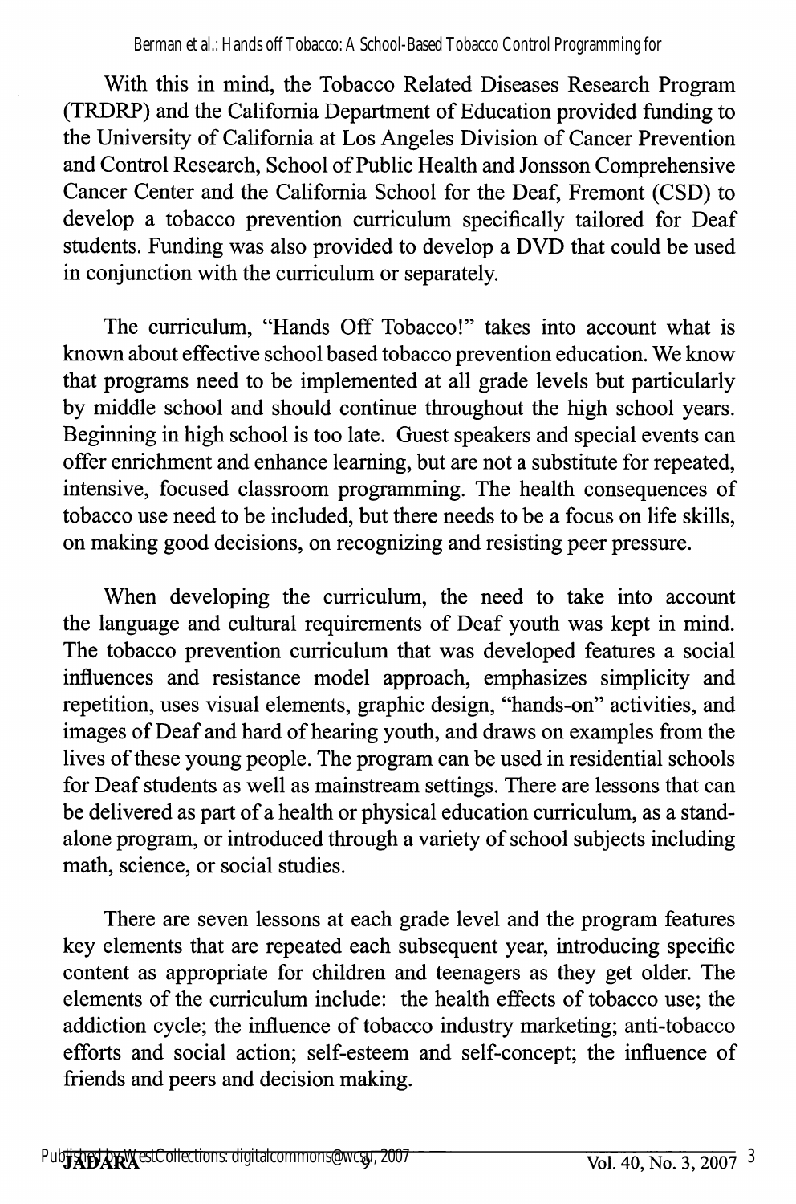With this in mind, the Tobacco Related Diseases Research Program (TRDRP) and the California Department of Education provided funding to the University of California at Los Angeles Division of Cancer Prevention and Control Research, School of Public Health and Jonsson Comprehensive Cancer Center and the California School for the Deaf, Fremont (CSD) to develop a tobacco prevention curriculum specifically tailored for Deaf students. Funding was also provided to develop a DVD that could be used in conjunction with the curriculum or separately.

The curriculum, "Hands Off Tobacco!" takes into account what is known about effective school based tobacco prevention education. We know that programs need to be implemented at all grade levels but particularly by middle school and should continue throughout the high school years. Beginning in high school is too late. Guest speakers and special events can offer enrichment and enhance learning, but are not a substitute for repeated, intensive, focused classroom programming. The health consequences of tobacco use need to be included, but there needs to be a focus on life skills, on making good decisions, on recognizing and resisting peer pressure.

When developing the curriculum, the need to take into account the language and cultural requirements of Deaf youth was kept in mind. The tobacco prevention curriculum that was developed features a social influences and resistance model approach, emphasizes simplicity and repetition, uses visual elements, graphic design, "hands-on" activities, and images of Deaf and hard of hearing youth, and draws on examples from the lives of these young people. The program can be used in residential schools for Deaf students as well as mainstream settings. There are lessons that can be delivered as part of a health or physical education curriculum, as a stand-alone program, or introduced through a variety of school subjects including math, science, or social studies.

There are seven lessons at each grade level and the program features key elements that are repeated each subsequent year, introducing specific content as appropriate for children and teenagers as they get older. The elements of the curriculum include: the health effects of tobacco use; the addiction cycle; the influence of tobacco industry marketing; anti-tobacco efforts and social action; self-esteem and self-concept; the influence of friends and peers and decision making.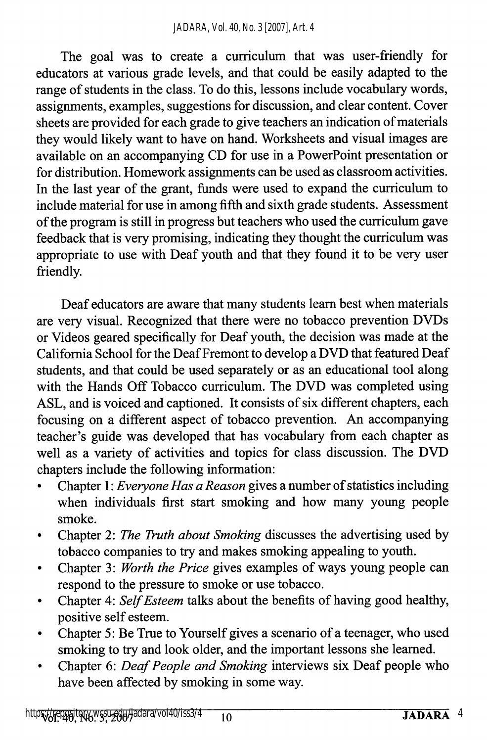The goal was to create a curriculum that was user-friendly for educators at various grade levels, and that could be easily adapted to the range of students in the class. To do this, lessons include vocabulary words, assignments, examples, suggestions for discussion, and clear content. Cover sheets are provided for each grade to give teachers an indication of materials they would likely want to have on hand. Worksheets and visual images are available on an accompanying CD for use in a PowerPoint presentation or for distribution. Homework assignments can be used as classroom activities. In the last year of the grant, funds were used to expand the curriculum to include material for use in among fifth and sixth grade students. Assessment of the program is still in progress but teachers who used the curriculum gave feedback that is very promising, indicating they thought the curriculum was appropriate to use with Deaf youth and that they found it to be very user friendly.

Deaf educators are aware that many students learn best when materials are very visual. Recognized that there were no tobacco prevention DVDs or Videos geared specifically for Deaf youth, the decision was made at the California School for the Deaf Fremont to develop a DVD that featured Deaf students, and that could be used separately or as an educational tool along with the Hands Off Tobacco curriculum. The DVD was completed using ASL, and is voiced and captioned. It consists of six different chapters, each focusing on a different aspect of tobacco prevention. An accompanying teacher's guide was developed that has vocabulary from each chapter as well as a variety of activities and topics for class discussion. The DVD chapters include the following information:

- Chapter 1: *Everyone Has a Reason* gives a number of statistics including when individuals first start smoking and how many young people smoke.
- Chapter 2: *The Truth about Smoking* discusses the advertising used by tobacco companies to try and makes smoking appealing to youth.
- Chapter 3: *Worth the Price* gives examples of ways young people can respond to the pressure to smoke or use tobacco.
- Chapter 4: *Self Esteem* talks about the benefits of having good healthy, positive self esteem.
- Chapter 5: Be True to Yourself gives a scenario of a teenager, who used smoking to try and look older, and the important lessons she learned.
- Chapter 6: *Deaf People and Smoking* interviews six Deaf people who have been affected by smoking in some way.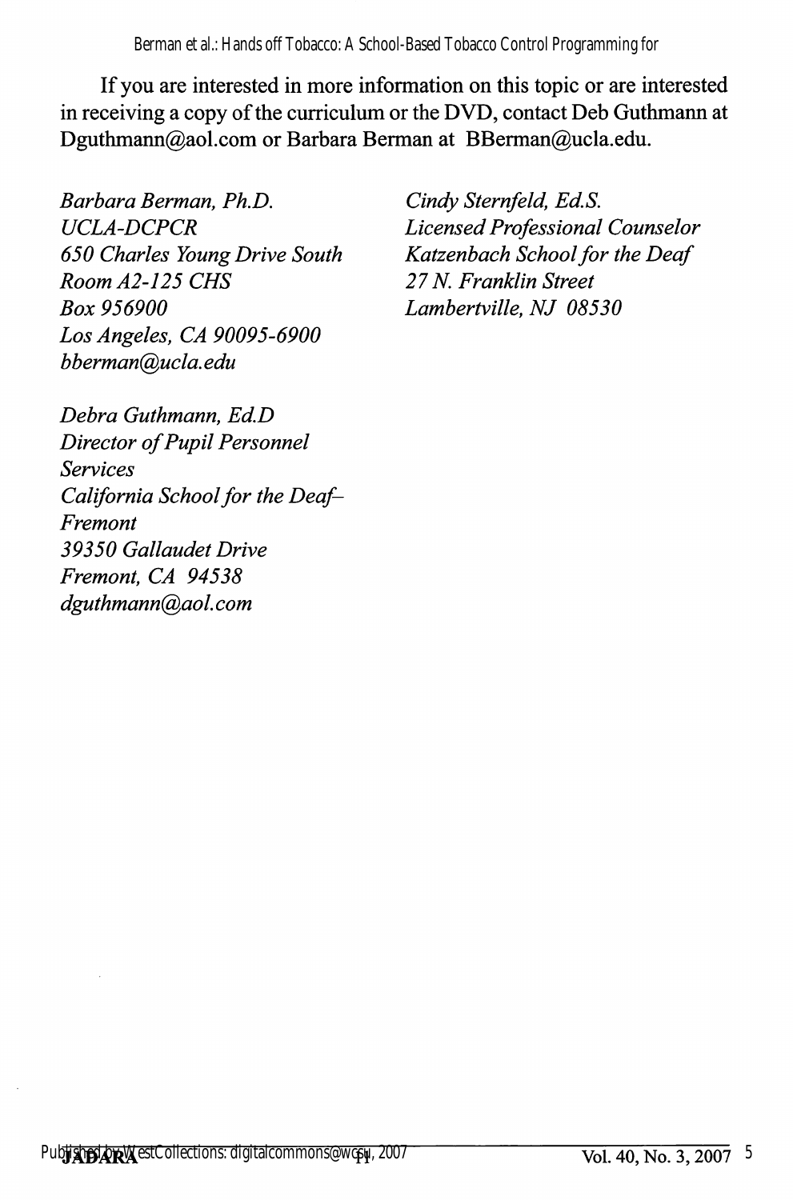If you are interested in more information on this topic or are interested in receiving a copy of the curriculum or the DVD, contact Deb Guthmann at Dguthmann@aol.com or Barbara Berman at BBerman@ucla.edu.

*Barbara Berman, Ph.D.*
*UCLA-DCPCR*
*650 Charles Young Drive South*
*Room A2-125 CHS*
*Box 956900*
*Los Angeles, CA 90095-6900*
*bberman@ucla.edu*

*Debra Guthmann, Ed.D*
*Director of Pupil Personnel Services*
*California School for the Deaf–Fremont*
*39350 Gallaudet Drive*
*Fremont, CA 94538*
*dguthmann@aol.com*

*Cindy Sternfeld, Ed.S.*
*Licensed Professional Counselor*
*Katzenbach School for the Deaf*
*27 N. Franklin Street*
*Lambertville, NJ 08530*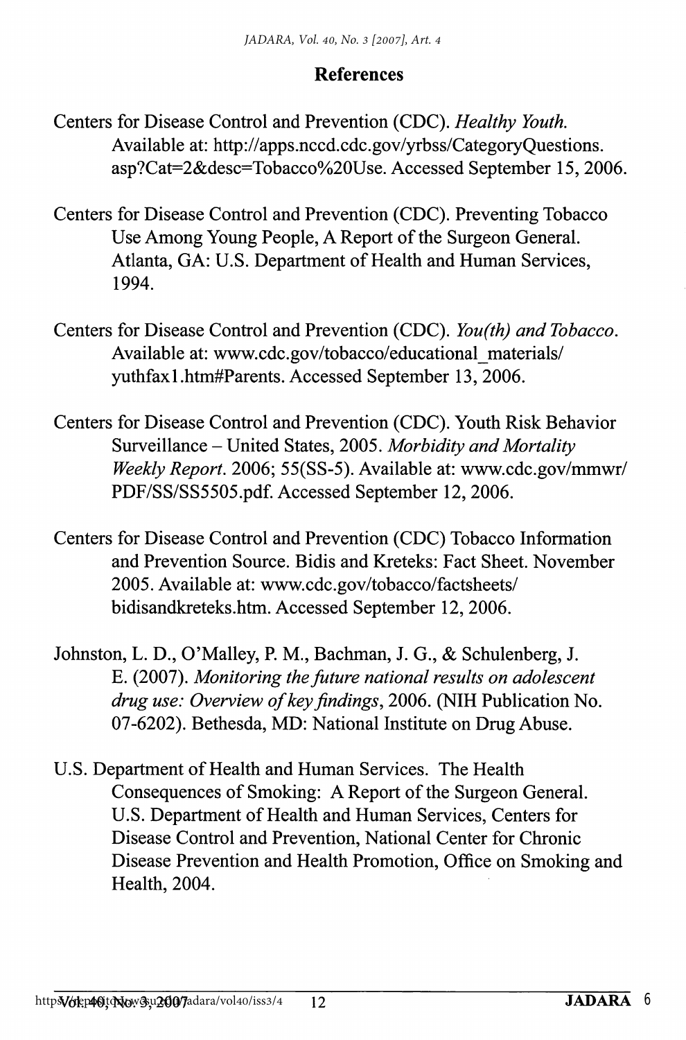## References

Centers for Disease Control and Prevention (CDC). *Healthy Youth.* Available at: http://apps.nccd.cdc.gov/yrbss/CategoryQuestions.asp?Cat=2&desc=Tobacco%20Use. Accessed September 15, 2006.

Centers for Disease Control and Prevention (CDC). Preventing Tobacco Use Among Young People, A Report of the Surgeon General. Atlanta, GA: U.S. Department of Health and Human Services, 1994.

Centers for Disease Control and Prevention (CDC). *You(th) and Tobacco*. Available at: www.cdc.gov/tobacco/educational_materials/yuthfax1.htm#Parents. Accessed September 13, 2006.

Centers for Disease Control and Prevention (CDC). Youth Risk Behavior Surveillance – United States, 2005. *Morbidity and Mortality Weekly Report*. 2006; 55(SS-5). Available at: www.cdc.gov/mmwr/PDF/SS/SS5505.pdf. Accessed September 12, 2006.

Centers for Disease Control and Prevention (CDC) Tobacco Information and Prevention Source. Bidis and Kreteks: Fact Sheet. November 2005. Available at: www.cdc.gov/tobacco/factsheets/bidisandkreteks.htm. Accessed September 12, 2006.

Johnston, L. D., O'Malley, P. M., Bachman, J. G., & Schulenberg, J. E. (2007). *Monitoring the future national results on adolescent drug use: Overview of key findings*, 2006. (NIH Publication No. 07-6202). Bethesda, MD: National Institute on Drug Abuse.

U.S. Department of Health and Human Services. The Health Consequences of Smoking: A Report of the Surgeon General. U.S. Department of Health and Human Services, Centers for Disease Control and Prevention, National Center for Chronic Disease Prevention and Health Promotion, Office on Smoking and Health, 2004.